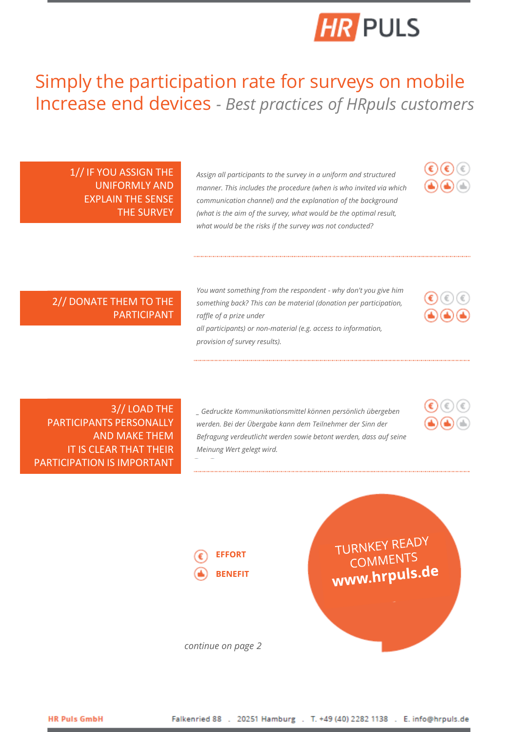# Simply the participation rate for surveys on mobile Increase end devices - *Best practices of HRpuls customers*

## 1// IF YOU ASSIGN THE UNIFORMLY AND EXPLAIN THE SENSE THE SURVEY

*Assign all participants to the survey in a uniform and structured manner. This includes the procedure (when is who invited via which communication channel) and the explanation of the background (what is the aim of the survey, what would be the optimal result, what would be the risks if the survey was not conducted?*

## 2// DONATE THEM TO THE PARTICIPANT

*You want something from the respondent - why don't you give him something back? This can be material (donation per participation, raffle of a prize under all participants) or non-material (e.g. access to information, provision of survey results).*

## 3// LOAD THE PARTICIPANTS PERSONALLY AND MAKE THEM IT IS CLEAR THAT THEIR PARTICIPATION IS IMPORTANT

*_ Gedruckte Kommunikationsmittel können persönlich übergeben werden. Bei der Übergabe kann dem Teilnehmer der Sinn der Befragung verdeutlicht werden sowie betont werden, dass auf seine Meinung Wert gelegt wird.*

**EFFORT**

**BENEFIT**

TURNKEY READY COMMENTS
**www.hrpuls.de**

*continue on page 2*

**HR Puls GmbH** Falkenried 88 . 20251 Hamburg . T. +49 (40) 2282 1138 . E. info@hrpuls.de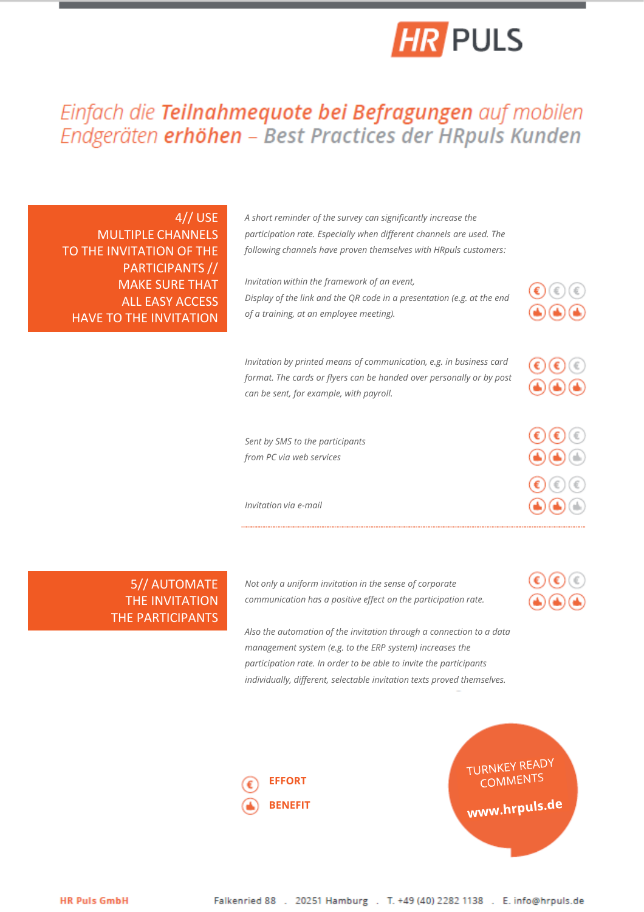# *Einfach die* ***Teilnahmequote bei Befragungen*** *auf mobilen Endgeräten* ***erhöhen*** *–* ***Best Practices der HRpuls Kunden***

## 4// USE MULTIPLE CHANNELS TO THE INVITATION OF THE PARTICIPANTS // MAKE SURE THAT ALL EASY ACCESS HAVE TO THE INVITATION

*A short reminder of the survey can significantly increase the participation rate. Especially when different channels are used. The following channels have proven themselves with HRpuls customers:*

*Invitation within the framework of an event, Display of the link and the QR code in a presentation (e.g. at the end of a training, at an employee meeting).*

*Invitation by printed means of communication, e.g. in business card format. The cards or flyers can be handed over personally or by post can be sent, for example, with payroll.*

*Sent by SMS to the participants from PC via web services*

*Invitation via e-mail*

## 5// AUTOMATE THE INVITATION THE PARTICIPANTS

*Not only a uniform invitation in the sense of corporate communication has a positive effect on the participation rate.*

*Also the automation of the invitation through a connection to a data management system (e.g. to the ERP system) increases the participation rate. In order to be able to invite the participants individually, different, selectable invitation texts proved themselves.*

**EFFORT**

**BENEFIT**

TURNKEY READY COMMENTS

**www.hrpuls.de**

**HR Puls GmbH** Falkenried 88 . 20251 Hamburg . T. +49 (40) 2282 1138 . E. info@hrpuls.de